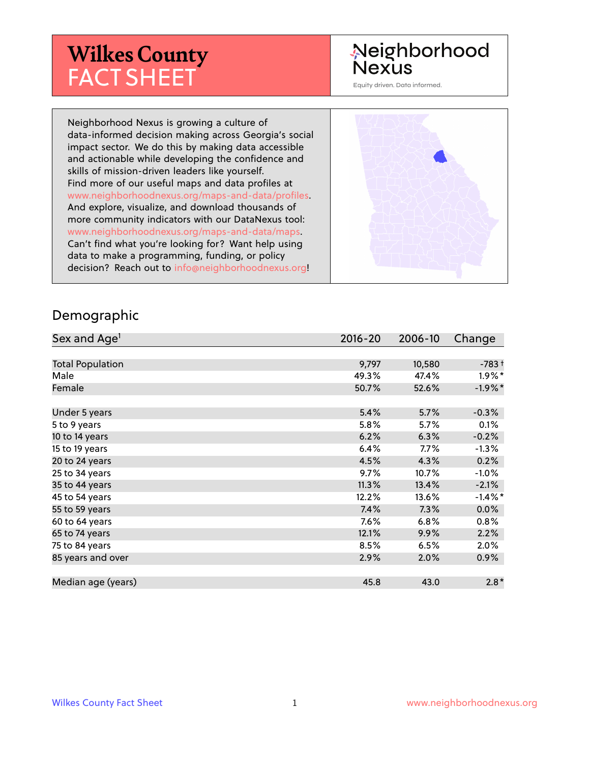# Wilkes County FACT SHEET

Neighborhood Nexus

Equity driven. Data informed.

Neighborhood Nexus is growing a culture of data-informed decision making across Georgia's social impact sector. We do this by making data accessible and actionable while developing the confidence and skills of mission-driven leaders like yourself. Find more of our useful maps and data profiles at www.neighborhoodnexus.org/maps-and-data/profiles. And explore, visualize, and download thousands of more community indicators with our DataNexus tool: www.neighborhoodnexus.org/maps-and-data/maps. Can't find what you're looking for? Want help using data to make a programming, funding, or policy decision? Reach out to info@neighborhoodnexus.org!

## Demographic

| Sex and Age[1] | 2016-20 | 2006-10 | Change |
|---|---|---|---|
| Total Population | 9,797 | 10,580 | -783 † |
| Male | 49.3% | 47.4% | 1.9% * |
| Female | 50.7% | 52.6% | -1.9% * |
| | | | |
| Under 5 years | 5.4% | 5.7% | -0.3% |
| 5 to 9 years | 5.8% | 5.7% | 0.1% |
| 10 to 14 years | 6.2% | 6.3% | -0.2% |
| 15 to 19 years | 6.4% | 7.7% | -1.3% |
| 20 to 24 years | 4.5% | 4.3% | 0.2% |
| 25 to 34 years | 9.7% | 10.7% | -1.0% |
| 35 to 44 years | 11.3% | 13.4% | -2.1% |
| 45 to 54 years | 12.2% | 13.6% | -1.4% * |
| 55 to 59 years | 7.4% | 7.3% | 0.0% |
| 60 to 64 years | 7.6% | 6.8% | 0.8% |
| 65 to 74 years | 12.1% | 9.9% | 2.2% |
| 75 to 84 years | 8.5% | 6.5% | 2.0% |
| 85 years and over | 2.9% | 2.0% | 0.9% |
| | | | |
| Median age (years) | 45.8 | 43.0 | 2.8 * |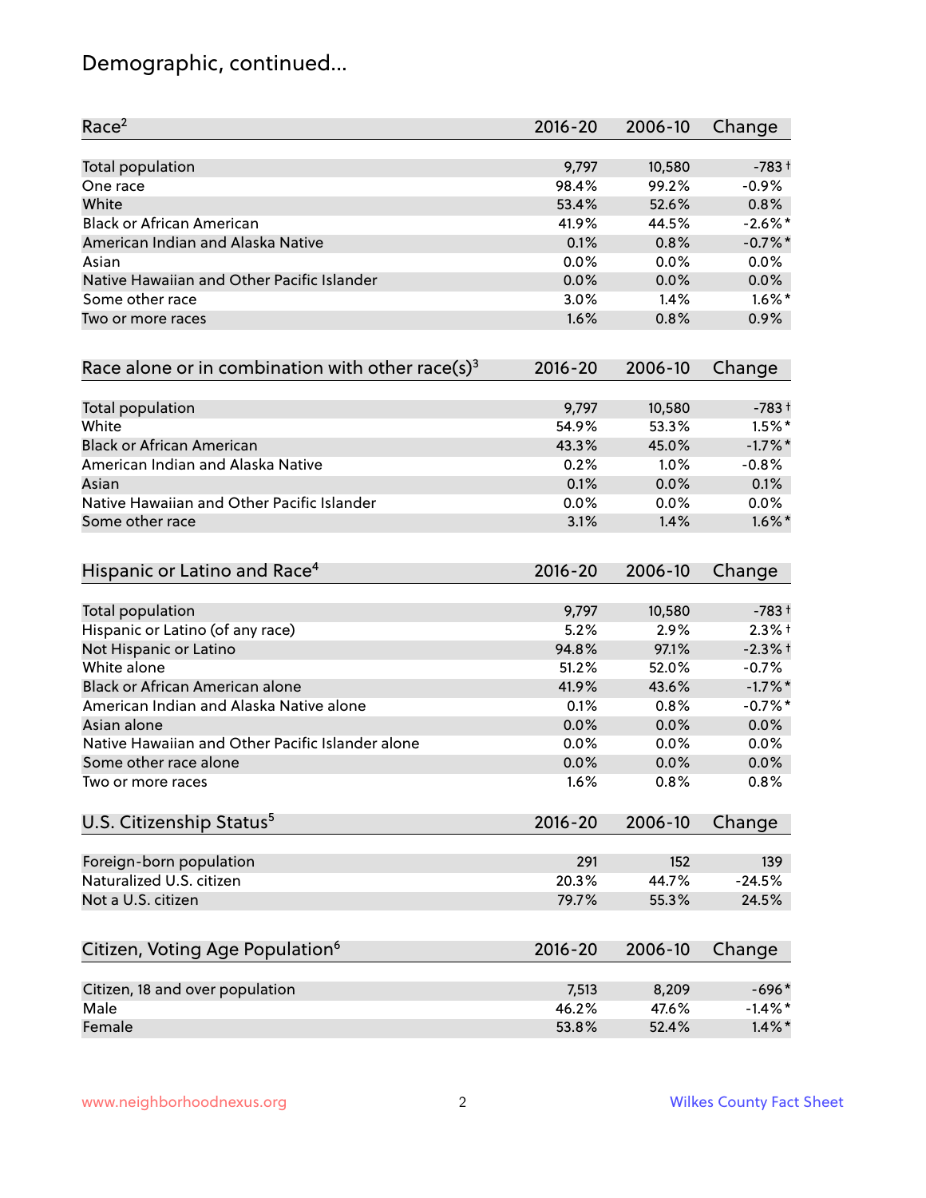# Demographic, continued...

| Race[2] | 2016-20 | 2006-10 | Change |
|---|---|---|---|
| Total population | 9,797 | 10,580 | -783 † |
| One race | 98.4% | 99.2% | -0.9% |
| White | 53.4% | 52.6% | 0.8% |
| Black or African American | 41.9% | 44.5% | -2.6% * |
| American Indian and Alaska Native | 0.1% | 0.8% | -0.7% * |
| Asian | 0.0% | 0.0% | 0.0% |
| Native Hawaiian and Other Pacific Islander | 0.0% | 0.0% | 0.0% |
| Some other race | 3.0% | 1.4% | 1.6% * |
| Two or more races | 1.6% | 0.8% | 0.9% |

| Race alone or in combination with other race(s)[3] | 2016-20 | 2006-10 | Change |
|---|---|---|---|
| Total population | 9,797 | 10,580 | -783 † |
| White | 54.9% | 53.3% | 1.5% * |
| Black or African American | 43.3% | 45.0% | -1.7% * |
| American Indian and Alaska Native | 0.2% | 1.0% | -0.8% |
| Asian | 0.1% | 0.0% | 0.1% |
| Native Hawaiian and Other Pacific Islander | 0.0% | 0.0% | 0.0% |
| Some other race | 3.1% | 1.4% | 1.6% * |

| Hispanic or Latino and Race[4] | 2016-20 | 2006-10 | Change |
|---|---|---|---|
| Total population | 9,797 | 10,580 | -783 † |
| Hispanic or Latino (of any race) | 5.2% | 2.9% | 2.3% † |
| Not Hispanic or Latino | 94.8% | 97.1% | -2.3% † |
| White alone | 51.2% | 52.0% | -0.7% |
| Black or African American alone | 41.9% | 43.6% | -1.7% * |
| American Indian and Alaska Native alone | 0.1% | 0.8% | -0.7% * |
| Asian alone | 0.0% | 0.0% | 0.0% |
| Native Hawaiian and Other Pacific Islander alone | 0.0% | 0.0% | 0.0% |
| Some other race alone | 0.0% | 0.0% | 0.0% |
| Two or more races | 1.6% | 0.8% | 0.8% |

| U.S. Citizenship Status[5] | 2016-20 | 2006-10 | Change |
|---|---|---|---|
| Foreign-born population | 291 | 152 | 139 |
| Naturalized U.S. citizen | 20.3% | 44.7% | -24.5% |
| Not a U.S. citizen | 79.7% | 55.3% | 24.5% |

| Citizen, Voting Age Population[6] | 2016-20 | 2006-10 | Change |
|---|---|---|---|
| Citizen, 18 and over population | 7,513 | 8,209 | -696 * |
| Male | 46.2% | 47.6% | -1.4% * |
| Female | 53.8% | 52.4% | 1.4% * |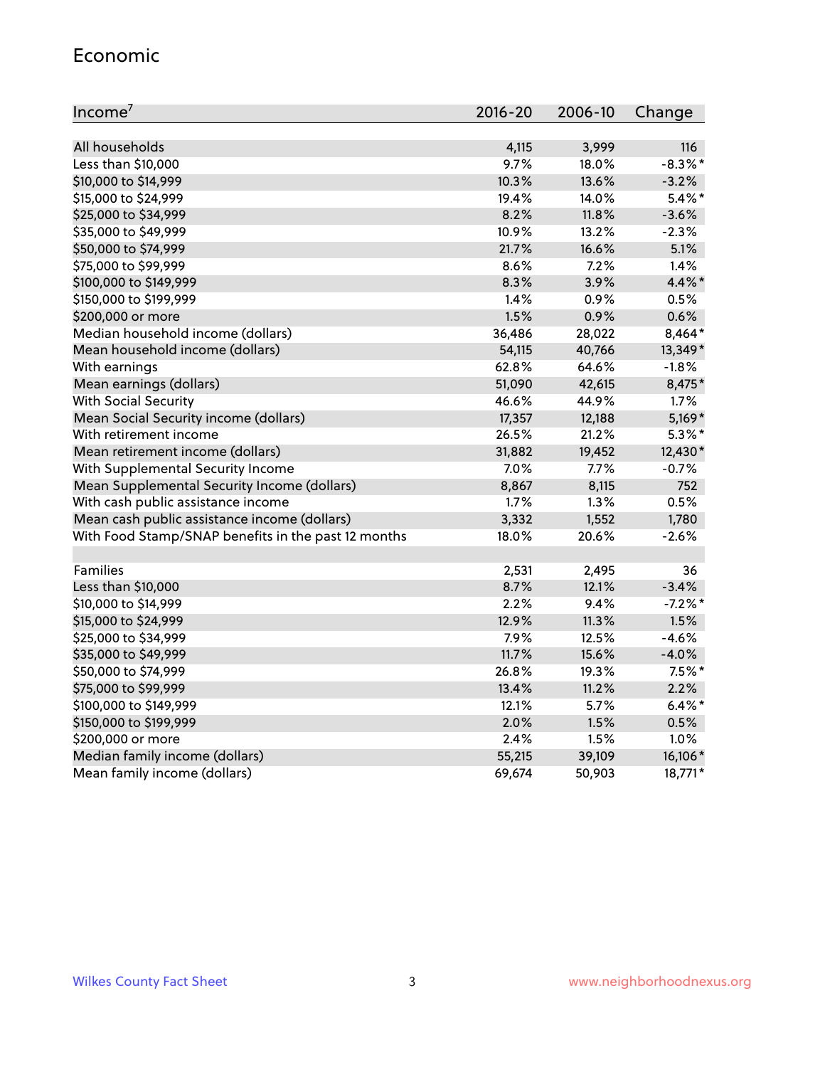## Economic

| Income[7] | 2016-20 | 2006-10 | Change |
|---|---|---|---|
| All households | 4,115 | 3,999 | 116 |
| Less than $10,000 | 9.7% | 18.0% | -8.3%* |
| $10,000 to $14,999 | 10.3% | 13.6% | -3.2% |
| $15,000 to $24,999 | 19.4% | 14.0% | 5.4%* |
| $25,000 to $34,999 | 8.2% | 11.8% | -3.6% |
| $35,000 to $49,999 | 10.9% | 13.2% | -2.3% |
| $50,000 to $74,999 | 21.7% | 16.6% | 5.1% |
| $75,000 to $99,999 | 8.6% | 7.2% | 1.4% |
| $100,000 to $149,999 | 8.3% | 3.9% | 4.4%* |
| $150,000 to $199,999 | 1.4% | 0.9% | 0.5% |
| $200,000 or more | 1.5% | 0.9% | 0.6% |
| Median household income (dollars) | 36,486 | 28,022 | 8,464* |
| Mean household income (dollars) | 54,115 | 40,766 | 13,349* |
| With earnings | 62.8% | 64.6% | -1.8% |
| Mean earnings (dollars) | 51,090 | 42,615 | 8,475* |
| With Social Security | 46.6% | 44.9% | 1.7% |
| Mean Social Security income (dollars) | 17,357 | 12,188 | 5,169* |
| With retirement income | 26.5% | 21.2% | 5.3%* |
| Mean retirement income (dollars) | 31,882 | 19,452 | 12,430* |
| With Supplemental Security Income | 7.0% | 7.7% | -0.7% |
| Mean Supplemental Security Income (dollars) | 8,867 | 8,115 | 752 |
| With cash public assistance income | 1.7% | 1.3% | 0.5% |
| Mean cash public assistance income (dollars) | 3,332 | 1,552 | 1,780 |
| With Food Stamp/SNAP benefits in the past 12 months | 18.0% | 20.6% | -2.6% |
| | | | |
| Families | 2,531 | 2,495 | 36 |
| Less than $10,000 | 8.7% | 12.1% | -3.4% |
| $10,000 to $14,999 | 2.2% | 9.4% | -7.2%* |
| $15,000 to $24,999 | 12.9% | 11.3% | 1.5% |
| $25,000 to $34,999 | 7.9% | 12.5% | -4.6% |
| $35,000 to $49,999 | 11.7% | 15.6% | -4.0% |
| $50,000 to $74,999 | 26.8% | 19.3% | 7.5%* |
| $75,000 to $99,999 | 13.4% | 11.2% | 2.2% |
| $100,000 to $149,999 | 12.1% | 5.7% | 6.4%* |
| $150,000 to $199,999 | 2.0% | 1.5% | 0.5% |
| $200,000 or more | 2.4% | 1.5% | 1.0% |
| Median family income (dollars) | 55,215 | 39,109 | 16,106* |
| Mean family income (dollars) | 69,674 | 50,903 | 18,771* |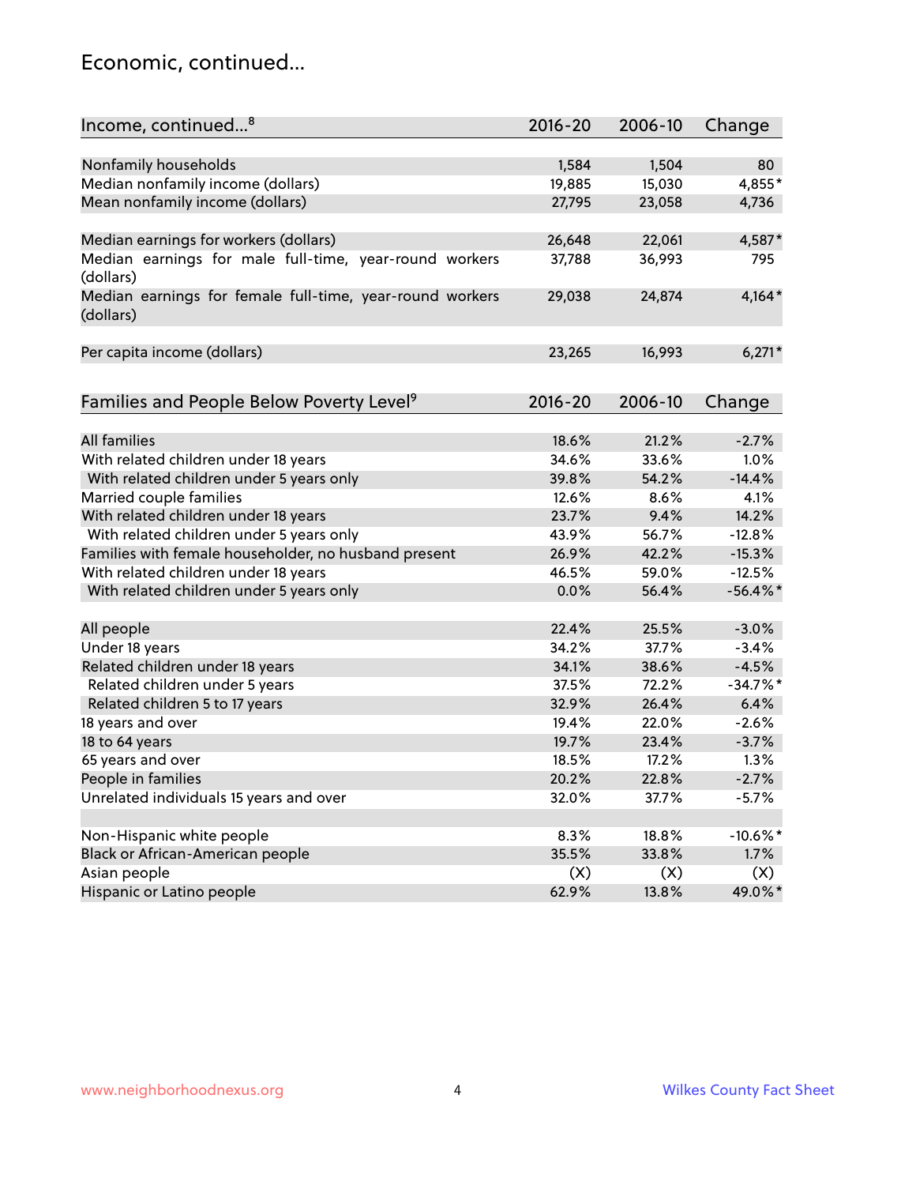# Economic, continued...

| Income, continued...[8] | 2016-20 | 2006-10 | Change |
|---|---|---|---|
| Nonfamily households | 1,584 | 1,504 | 80 |
| Median nonfamily income (dollars) | 19,885 | 15,030 | 4,855* |
| Mean nonfamily income (dollars) | 27,795 | 23,058 | 4,736 |
| Median earnings for workers (dollars) | 26,648 | 22,061 | 4,587* |
| Median earnings for male full-time, year-round workers (dollars) | 37,788 | 36,993 | 795 |
| Median earnings for female full-time, year-round workers (dollars) | 29,038 | 24,874 | 4,164* |
| Per capita income (dollars) | 23,265 | 16,993 | 6,271* |

| Families and People Below Poverty Level[9] | 2016-20 | 2006-10 | Change |
|---|---|---|---|
| All families | 18.6% | 21.2% | -2.7% |
| With related children under 18 years | 34.6% | 33.6% | 1.0% |
| With related children under 5 years only | 39.8% | 54.2% | -14.4% |
| Married couple families | 12.6% | 8.6% | 4.1% |
| With related children under 18 years | 23.7% | 9.4% | 14.2% |
| With related children under 5 years only | 43.9% | 56.7% | -12.8% |
| Families with female householder, no husband present | 26.9% | 42.2% | -15.3% |
| With related children under 18 years | 46.5% | 59.0% | -12.5% |
| With related children under 5 years only | 0.0% | 56.4% | -56.4%* |
| All people | 22.4% | 25.5% | -3.0% |
| Under 18 years | 34.2% | 37.7% | -3.4% |
| Related children under 18 years | 34.1% | 38.6% | -4.5% |
| Related children under 5 years | 37.5% | 72.2% | -34.7%* |
| Related children 5 to 17 years | 32.9% | 26.4% | 6.4% |
| 18 years and over | 19.4% | 22.0% | -2.6% |
| 18 to 64 years | 19.7% | 23.4% | -3.7% |
| 65 years and over | 18.5% | 17.2% | 1.3% |
| People in families | 20.2% | 22.8% | -2.7% |
| Unrelated individuals 15 years and over | 32.0% | 37.7% | -5.7% |
| Non-Hispanic white people | 8.3% | 18.8% | -10.6%* |
| Black or African-American people | 35.5% | 33.8% | 1.7% |
| Asian people | (X) | (X) | (X) |
| Hispanic or Latino people | 62.9% | 13.8% | 49.0%* |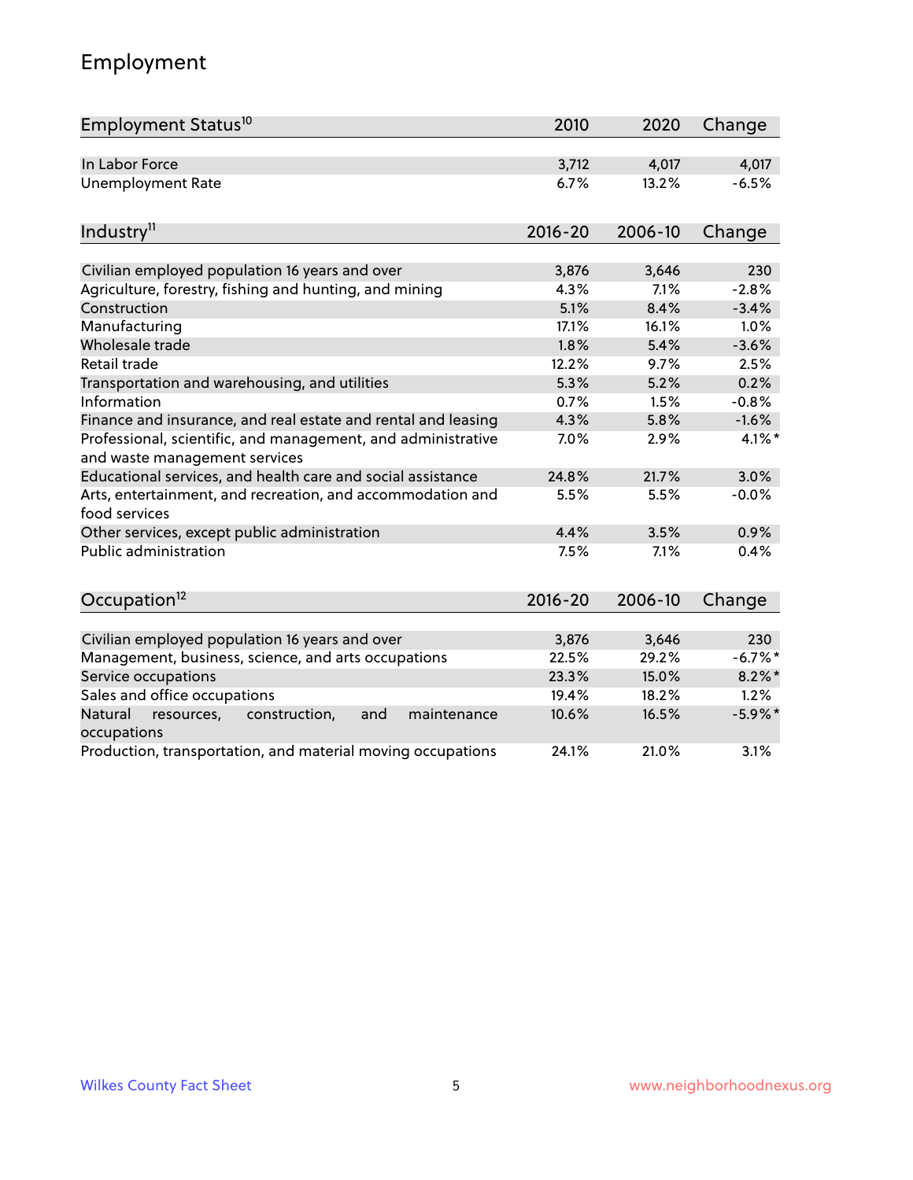# Employment

| Employment Status[10] | 2010 | 2020 | Change |
|---|---|---|---|
| In Labor Force | 3,712 | 4,017 | 4,017 |
| Unemployment Rate | 6.7% | 13.2% | -6.5% |

| Industry[11] | 2016-20 | 2006-10 | Change |
|---|---|---|---|
| Civilian employed population 16 years and over | 3,876 | 3,646 | 230 |
| Agriculture, forestry, fishing and hunting, and mining | 4.3% | 7.1% | -2.8% |
| Construction | 5.1% | 8.4% | -3.4% |
| Manufacturing | 17.1% | 16.1% | 1.0% |
| Wholesale trade | 1.8% | 5.4% | -3.6% |
| Retail trade | 12.2% | 9.7% | 2.5% |
| Transportation and warehousing, and utilities | 5.3% | 5.2% | 0.2% |
| Information | 0.7% | 1.5% | -0.8% |
| Finance and insurance, and real estate and rental and leasing | 4.3% | 5.8% | -1.6% |
| Professional, scientific, and management, and administrative and waste management services | 7.0% | 2.9% | 4.1%* |
| Educational services, and health care and social assistance | 24.8% | 21.7% | 3.0% |
| Arts, entertainment, and recreation, and accommodation and food services | 5.5% | 5.5% | -0.0% |
| Other services, except public administration | 4.4% | 3.5% | 0.9% |
| Public administration | 7.5% | 7.1% | 0.4% |

| Occupation[12] | 2016-20 | 2006-10 | Change |
|---|---|---|---|
| Civilian employed population 16 years and over | 3,876 | 3,646 | 230 |
| Management, business, science, and arts occupations | 22.5% | 29.2% | -6.7%* |
| Service occupations | 23.3% | 15.0% | 8.2%* |
| Sales and office occupations | 19.4% | 18.2% | 1.2% |
| Natural resources, construction, and maintenance occupations | 10.6% | 16.5% | -5.9%* |
| Production, transportation, and material moving occupations | 24.1% | 21.0% | 3.1% |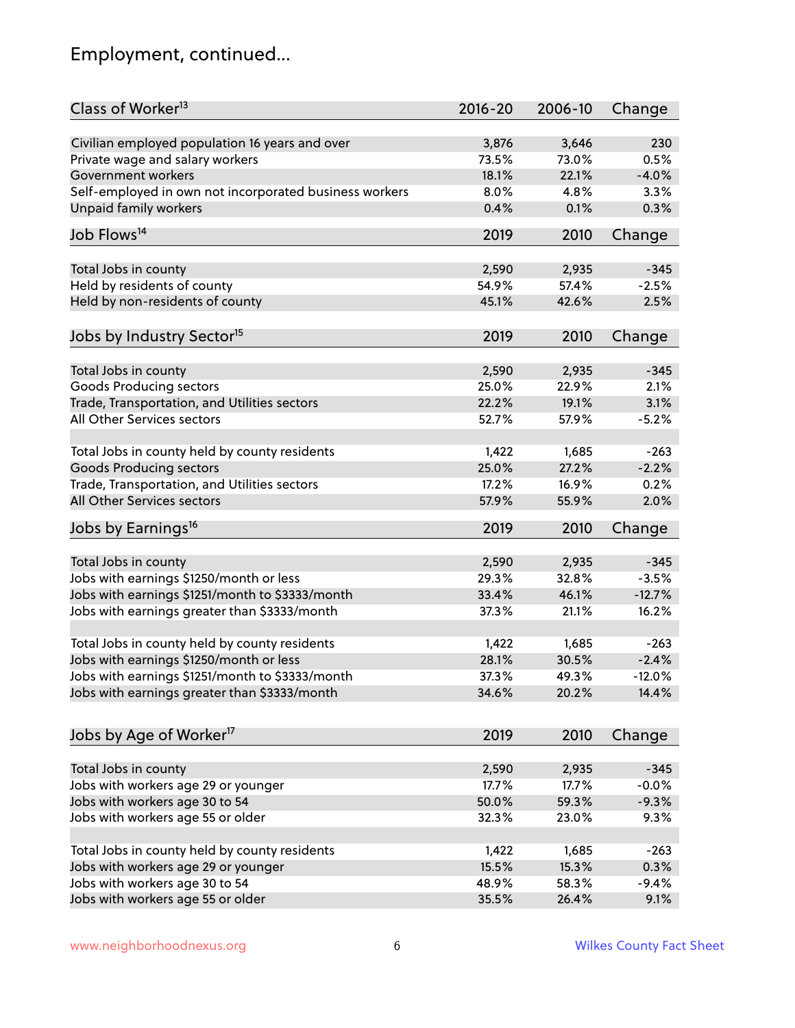# Employment, continued...

| Class of Worker[13] | 2016-20 | 2006-10 | Change |
|---|---|---|---|
| Civilian employed population 16 years and over | 3,876 | 3,646 | 230 |
| Private wage and salary workers | 73.5% | 73.0% | 0.5% |
| Government workers | 18.1% | 22.1% | -4.0% |
| Self-employed in own not incorporated business workers | 8.0% | 4.8% | 3.3% |
| Unpaid family workers | 0.4% | 0.1% | 0.3% |

| Job Flows[14] | 2019 | 2010 | Change |
|---|---|---|---|
| Total Jobs in county | 2,590 | 2,935 | -345 |
| Held by residents of county | 54.9% | 57.4% | -2.5% |
| Held by non-residents of county | 45.1% | 42.6% | 2.5% |

| Jobs by Industry Sector[15] | 2019 | 2010 | Change |
|---|---|---|---|
| Total Jobs in county | 2,590 | 2,935 | -345 |
| Goods Producing sectors | 25.0% | 22.9% | 2.1% |
| Trade, Transportation, and Utilities sectors | 22.2% | 19.1% | 3.1% |
| All Other Services sectors | 52.7% | 57.9% | -5.2% |
| | | | |
| Total Jobs in county held by county residents | 1,422 | 1,685 | -263 |
| Goods Producing sectors | 25.0% | 27.2% | -2.2% |
| Trade, Transportation, and Utilities sectors | 17.2% | 16.9% | 0.2% |
| All Other Services sectors | 57.9% | 55.9% | 2.0% |

| Jobs by Earnings[16] | 2019 | 2010 | Change |
|---|---|---|---|
| Total Jobs in county | 2,590 | 2,935 | -345 |
| Jobs with earnings $1250/month or less | 29.3% | 32.8% | -3.5% |
| Jobs with earnings $1251/month to $3333/month | 33.4% | 46.1% | -12.7% |
| Jobs with earnings greater than $3333/month | 37.3% | 21.1% | 16.2% |
| | | | |
| Total Jobs in county held by county residents | 1,422 | 1,685 | -263 |
| Jobs with earnings $1250/month or less | 28.1% | 30.5% | -2.4% |
| Jobs with earnings $1251/month to $3333/month | 37.3% | 49.3% | -12.0% |
| Jobs with earnings greater than $3333/month | 34.6% | 20.2% | 14.4% |

| Jobs by Age of Worker[17] | 2019 | 2010 | Change |
|---|---|---|---|
| Total Jobs in county | 2,590 | 2,935 | -345 |
| Jobs with workers age 29 or younger | 17.7% | 17.7% | -0.0% |
| Jobs with workers age 30 to 54 | 50.0% | 59.3% | -9.3% |
| Jobs with workers age 55 or older | 32.3% | 23.0% | 9.3% |
| | | | |
| Total Jobs in county held by county residents | 1,422 | 1,685 | -263 |
| Jobs with workers age 29 or younger | 15.5% | 15.3% | 0.3% |
| Jobs with workers age 30 to 54 | 48.9% | 58.3% | -9.4% |
| Jobs with workers age 55 or older | 35.5% | 26.4% | 9.1% |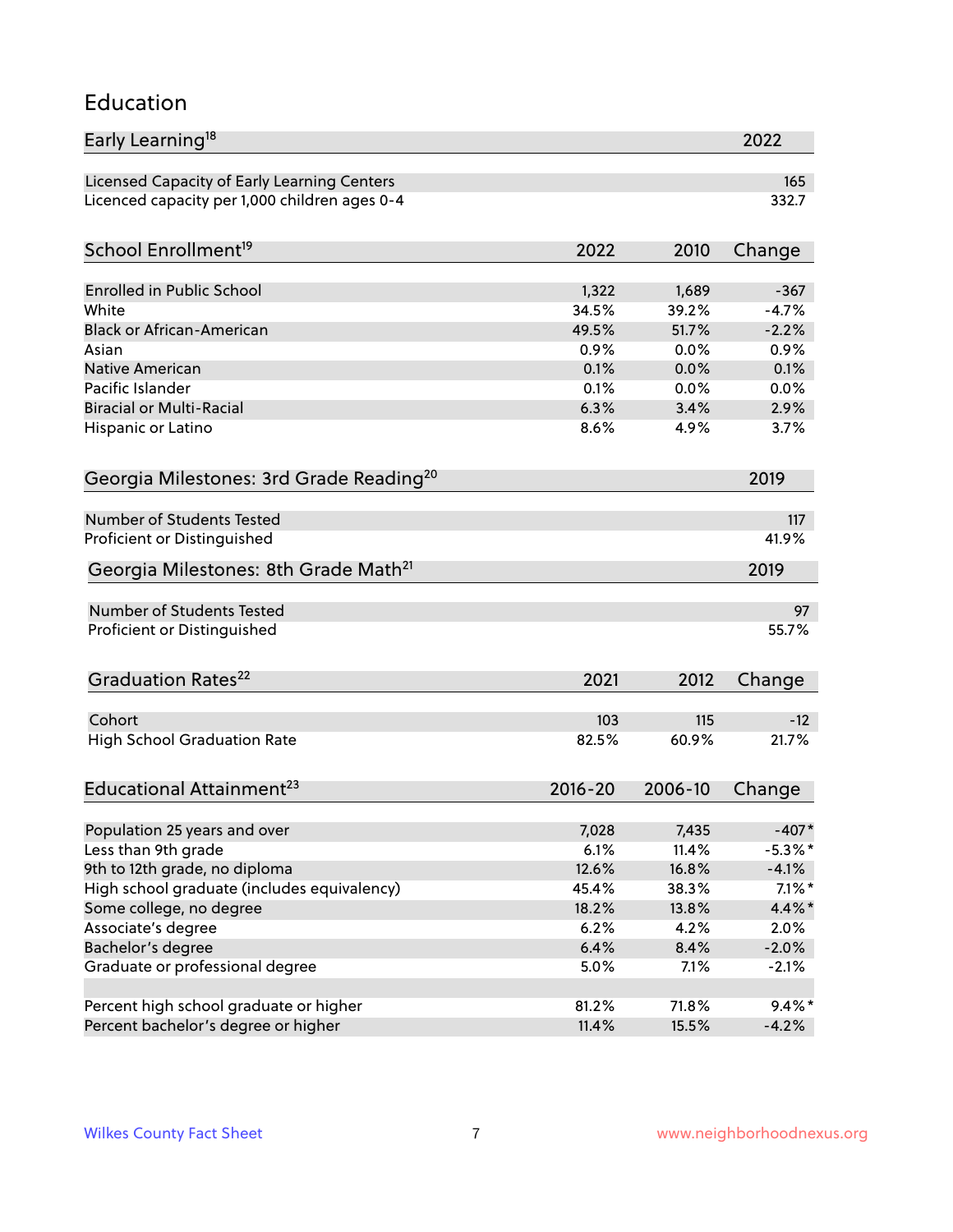## Education

| Early Learning[18] | 2022 |
|---|---|
| Licensed Capacity of Early Learning Centers | 165 |
| Licenced capacity per 1,000 children ages 0-4 | 332.7 |

| School Enrollment[19] | 2022 | 2010 | Change |
|---|---|---|---|
| Enrolled in Public School | 1,322 | 1,689 | -367 |
| White | 34.5% | 39.2% | -4.7% |
| Black or African-American | 49.5% | 51.7% | -2.2% |
| Asian | 0.9% | 0.0% | 0.9% |
| Native American | 0.1% | 0.0% | 0.1% |
| Pacific Islander | 0.1% | 0.0% | 0.0% |
| Biracial or Multi-Racial | 6.3% | 3.4% | 2.9% |
| Hispanic or Latino | 8.6% | 4.9% | 3.7% |

| Georgia Milestones: 3rd Grade Reading[20] | 2019 |
|---|---|
| Number of Students Tested | 117 |
| Proficient or Distinguished | 41.9% |

| Georgia Milestones: 8th Grade Math[21] | 2019 |
|---|---|
| Number of Students Tested | 97 |
| Proficient or Distinguished | 55.7% |

| Graduation Rates[22] | 2021 | 2012 | Change |
|---|---|---|---|
| Cohort | 103 | 115 | -12 |
| High School Graduation Rate | 82.5% | 60.9% | 21.7% |

| Educational Attainment[23] | 2016-20 | 2006-10 | Change |
|---|---|---|---|
| Population 25 years and over | 7,028 | 7,435 | -407* |
| Less than 9th grade | 6.1% | 11.4% | -5.3%* |
| 9th to 12th grade, no diploma | 12.6% | 16.8% | -4.1% |
| High school graduate (includes equivalency) | 45.4% | 38.3% | 7.1%* |
| Some college, no degree | 18.2% | 13.8% | 4.4%* |
| Associate's degree | 6.2% | 4.2% | 2.0% |
| Bachelor's degree | 6.4% | 8.4% | -2.0% |
| Graduate or professional degree | 5.0% | 7.1% | -2.1% |
| | | | |
| Percent high school graduate or higher | 81.2% | 71.8% | 9.4%* |
| Percent bachelor's degree or higher | 11.4% | 15.5% | -4.2% |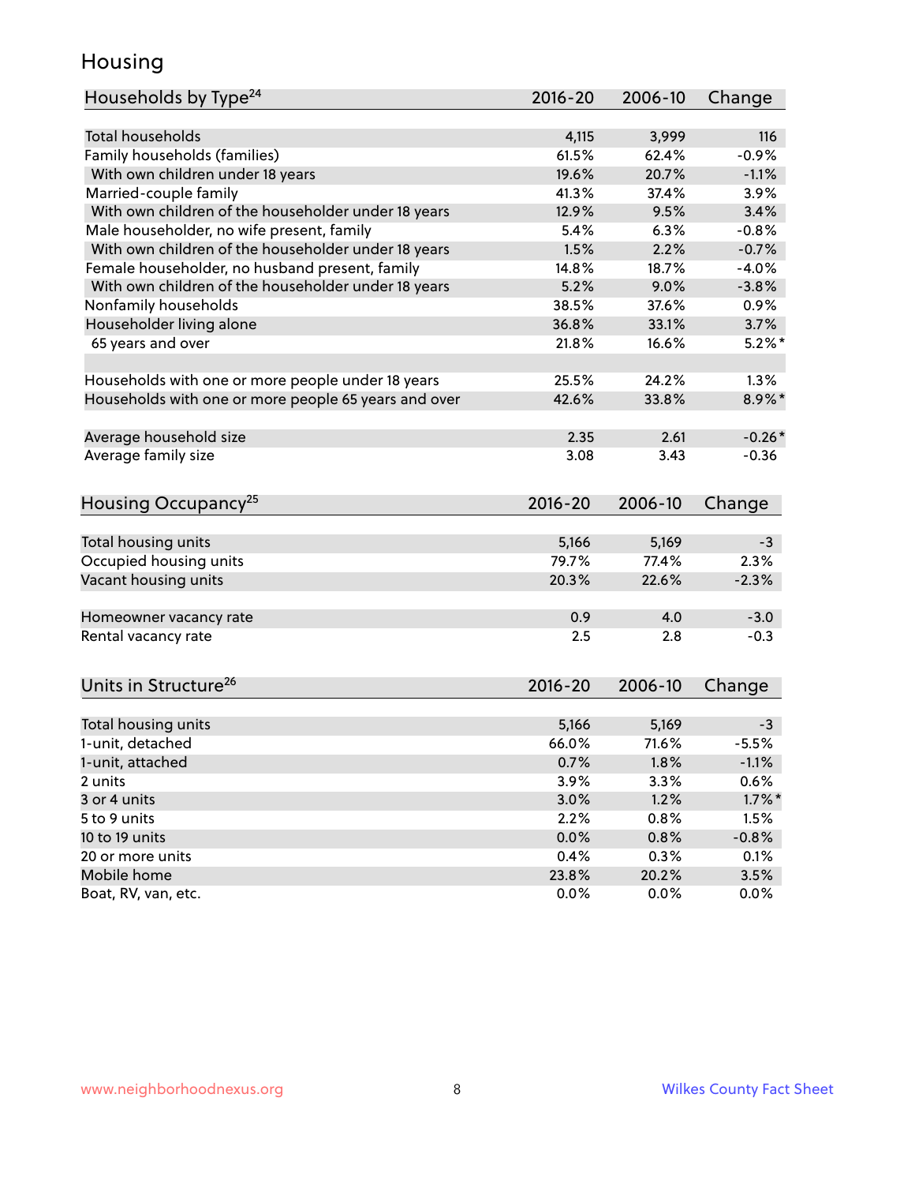# Housing

| Households by Type[24] | 2016-20 | 2006-10 | Change |
|---|---|---|---|
| Total households | 4,115 | 3,999 | 116 |
| Family households (families) | 61.5% | 62.4% | -0.9% |
| With own children under 18 years | 19.6% | 20.7% | -1.1% |
| Married-couple family | 41.3% | 37.4% | 3.9% |
| With own children of the householder under 18 years | 12.9% | 9.5% | 3.4% |
| Male householder, no wife present, family | 5.4% | 6.3% | -0.8% |
| With own children of the householder under 18 years | 1.5% | 2.2% | -0.7% |
| Female householder, no husband present, family | 14.8% | 18.7% | -4.0% |
| With own children of the householder under 18 years | 5.2% | 9.0% | -3.8% |
| Nonfamily households | 38.5% | 37.6% | 0.9% |
| Householder living alone | 36.8% | 33.1% | 3.7% |
| 65 years and over | 21.8% | 16.6% | 5.2%* |
| | | | |
| Households with one or more people under 18 years | 25.5% | 24.2% | 1.3% |
| Households with one or more people 65 years and over | 42.6% | 33.8% | 8.9%* |
| | | | |
| Average household size | 2.35 | 2.61 | -0.26* |
| Average family size | 3.08 | 3.43 | -0.36 |

| Housing Occupancy[25] | 2016-20 | 2006-10 | Change |
|---|---|---|---|
| Total housing units | 5,166 | 5,169 | -3 |
| Occupied housing units | 79.7% | 77.4% | 2.3% |
| Vacant housing units | 20.3% | 22.6% | -2.3% |
| | | | |
| Homeowner vacancy rate | 0.9 | 4.0 | -3.0 |
| Rental vacancy rate | 2.5 | 2.8 | -0.3 |

| Units in Structure[26] | 2016-20 | 2006-10 | Change |
|---|---|---|---|
| Total housing units | 5,166 | 5,169 | -3 |
| 1-unit, detached | 66.0% | 71.6% | -5.5% |
| 1-unit, attached | 0.7% | 1.8% | -1.1% |
| 2 units | 3.9% | 3.3% | 0.6% |
| 3 or 4 units | 3.0% | 1.2% | 1.7%* |
| 5 to 9 units | 2.2% | 0.8% | 1.5% |
| 10 to 19 units | 0.0% | 0.8% | -0.8% |
| 20 or more units | 0.4% | 0.3% | 0.1% |
| Mobile home | 23.8% | 20.2% | 3.5% |
| Boat, RV, van, etc. | 0.0% | 0.0% | 0.0% |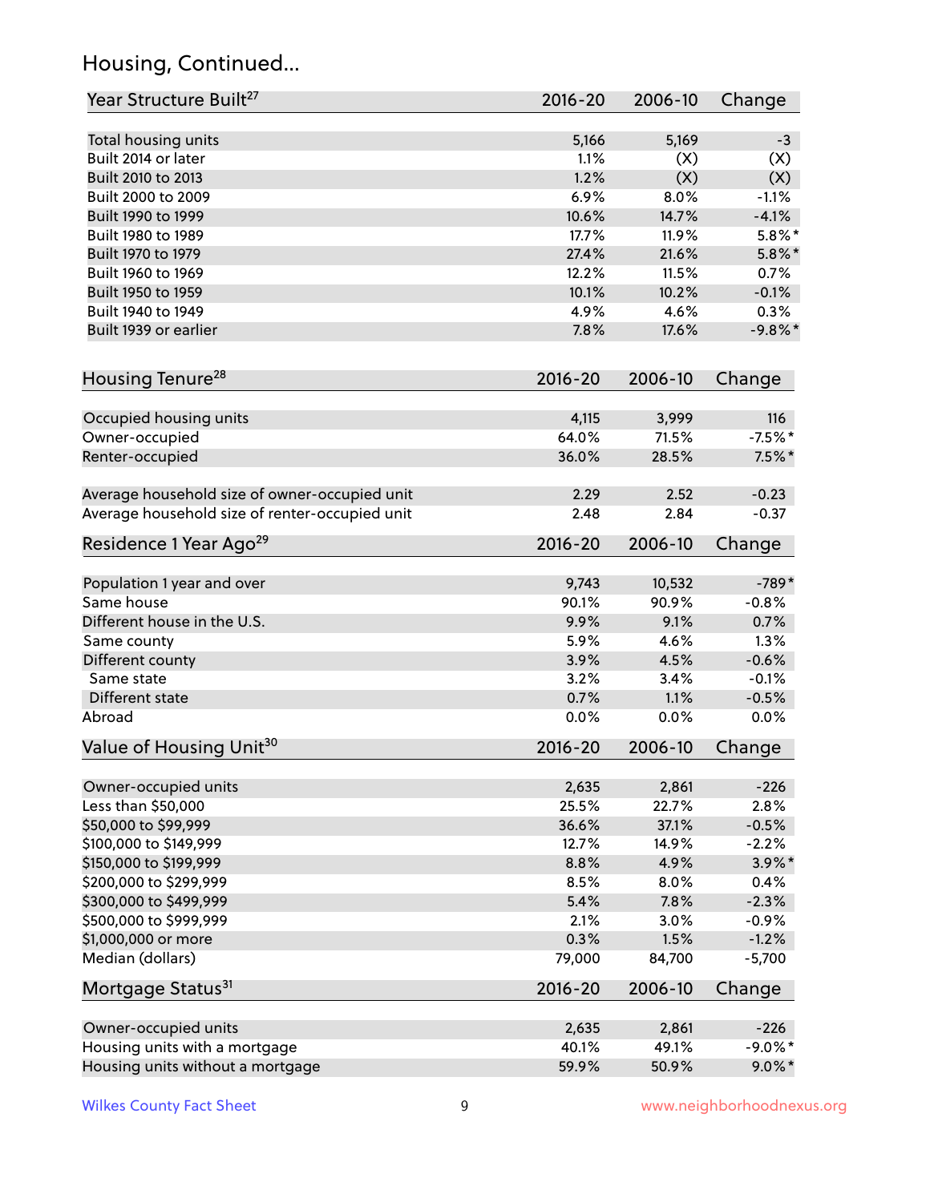# Housing, Continued...

| Year Structure Built[27] | 2016-20 | 2006-10 | Change |
| --- | --- | --- | --- |
| Total housing units | 5,166 | 5,169 | -3 |
| Built 2014 or later | 1.1% | (X) | (X) |
| Built 2010 to 2013 | 1.2% | (X) | (X) |
| Built 2000 to 2009 | 6.9% | 8.0% | -1.1% |
| Built 1990 to 1999 | 10.6% | 14.7% | -4.1% |
| Built 1980 to 1989 | 17.7% | 11.9% | 5.8%* |
| Built 1970 to 1979 | 27.4% | 21.6% | 5.8%* |
| Built 1960 to 1969 | 12.2% | 11.5% | 0.7% |
| Built 1950 to 1959 | 10.1% | 10.2% | -0.1% |
| Built 1940 to 1949 | 4.9% | 4.6% | 0.3% |
| Built 1939 or earlier | 7.8% | 17.6% | -9.8%* |

| Housing Tenure[28] | 2016-20 | 2006-10 | Change |
| --- | --- | --- | --- |
| Occupied housing units | 4,115 | 3,999 | 116 |
| Owner-occupied | 64.0% | 71.5% | -7.5%* |
| Renter-occupied | 36.0% | 28.5% | 7.5%* |
| Average household size of owner-occupied unit | 2.29 | 2.52 | -0.23 |
| Average household size of renter-occupied unit | 2.48 | 2.84 | -0.37 |

| Residence 1 Year Ago[29] | 2016-20 | 2006-10 | Change |
| --- | --- | --- | --- |
| Population 1 year and over | 9,743 | 10,532 | -789* |
| Same house | 90.1% | 90.9% | -0.8% |
| Different house in the U.S. | 9.9% | 9.1% | 0.7% |
| Same county | 5.9% | 4.6% | 1.3% |
| Different county | 3.9% | 4.5% | -0.6% |
| Same state | 3.2% | 3.4% | -0.1% |
| Different state | 0.7% | 1.1% | -0.5% |
| Abroad | 0.0% | 0.0% | 0.0% |

| Value of Housing Unit[30] | 2016-20 | 2006-10 | Change |
| --- | --- | --- | --- |
| Owner-occupied units | 2,635 | 2,861 | -226 |
| Less than $50,000 | 25.5% | 22.7% | 2.8% |
| $50,000 to $99,999 | 36.6% | 37.1% | -0.5% |
| $100,000 to $149,999 | 12.7% | 14.9% | -2.2% |
| $150,000 to $199,999 | 8.8% | 4.9% | 3.9%* |
| $200,000 to $299,999 | 8.5% | 8.0% | 0.4% |
| $300,000 to $499,999 | 5.4% | 7.8% | -2.3% |
| $500,000 to $999,999 | 2.1% | 3.0% | -0.9% |
| $1,000,000 or more | 0.3% | 1.5% | -1.2% |
| Median (dollars) | 79,000 | 84,700 | -5,700 |

| Mortgage Status[31] | 2016-20 | 2006-10 | Change |
| --- | --- | --- | --- |
| Owner-occupied units | 2,635 | 2,861 | -226 |
| Housing units with a mortgage | 40.1% | 49.1% | -9.0%* |
| Housing units without a mortgage | 59.9% | 50.9% | 9.0%* |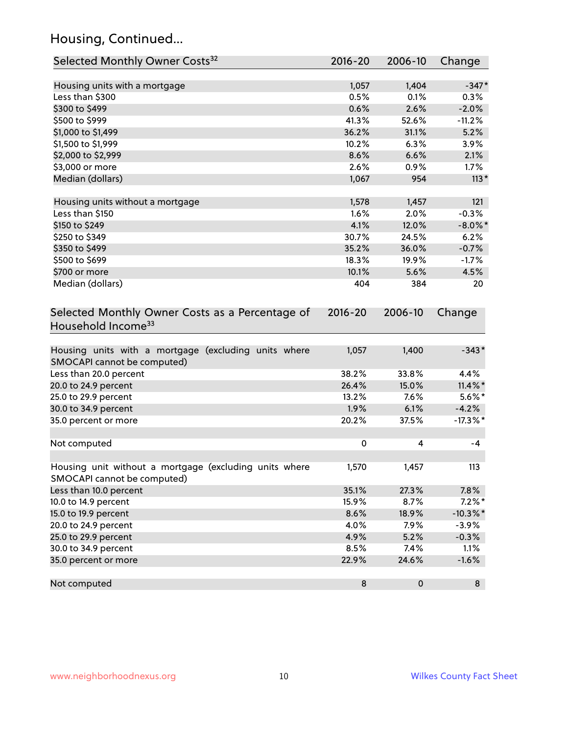## Housing, Continued...

| Selected Monthly Owner Costs[32] | 2016-20 | 2006-10 | Change |
|---|---|---|---|
| Housing units with a mortgage | 1,057 | 1,404 | -347* |
| Less than $300 | 0.5% | 0.1% | 0.3% |
| $300 to $499 | 0.6% | 2.6% | -2.0% |
| $500 to $999 | 41.3% | 52.6% | -11.2% |
| $1,000 to $1,499 | 36.2% | 31.1% | 5.2% |
| $1,500 to $1,999 | 10.2% | 6.3% | 3.9% |
| $2,000 to $2,999 | 8.6% | 6.6% | 2.1% |
| $3,000 or more | 2.6% | 0.9% | 1.7% |
| Median (dollars) | 1,067 | 954 | 113* |
| | | | |
| Housing units without a mortgage | 1,578 | 1,457 | 121 |
| Less than $150 | 1.6% | 2.0% | -0.3% |
| $150 to $249 | 4.1% | 12.0% | -8.0%* |
| $250 to $349 | 30.7% | 24.5% | 6.2% |
| $350 to $499 | 35.2% | 36.0% | -0.7% |
| $500 to $699 | 18.3% | 19.9% | -1.7% |
| $700 or more | 10.1% | 5.6% | 4.5% |
| Median (dollars) | 404 | 384 | 20 |

| Selected Monthly Owner Costs as a Percentage of Household Income[33] | 2016-20 | 2006-10 | Change |
|---|---|---|---|
| Housing units with a mortgage (excluding units where SMOCAPI cannot be computed) | 1,057 | 1,400 | -343* |
| Less than 20.0 percent | 38.2% | 33.8% | 4.4% |
| 20.0 to 24.9 percent | 26.4% | 15.0% | 11.4%* |
| 25.0 to 29.9 percent | 13.2% | 7.6% | 5.6%* |
| 30.0 to 34.9 percent | 1.9% | 6.1% | -4.2% |
| 35.0 percent or more | 20.2% | 37.5% | -17.3%* |
| | | | |
| Not computed | 0 | 4 | -4 |
| | | | |
| Housing unit without a mortgage (excluding units where SMOCAPI cannot be computed) | 1,570 | 1,457 | 113 |
| Less than 10.0 percent | 35.1% | 27.3% | 7.8% |
| 10.0 to 14.9 percent | 15.9% | 8.7% | 7.2%* |
| 15.0 to 19.9 percent | 8.6% | 18.9% | -10.3%* |
| 20.0 to 24.9 percent | 4.0% | 7.9% | -3.9% |
| 25.0 to 29.9 percent | 4.9% | 5.2% | -0.3% |
| 30.0 to 34.9 percent | 8.5% | 7.4% | 1.1% |
| 35.0 percent or more | 22.9% | 24.6% | -1.6% |
| | | | |
| Not computed | 8 | 0 | 8 |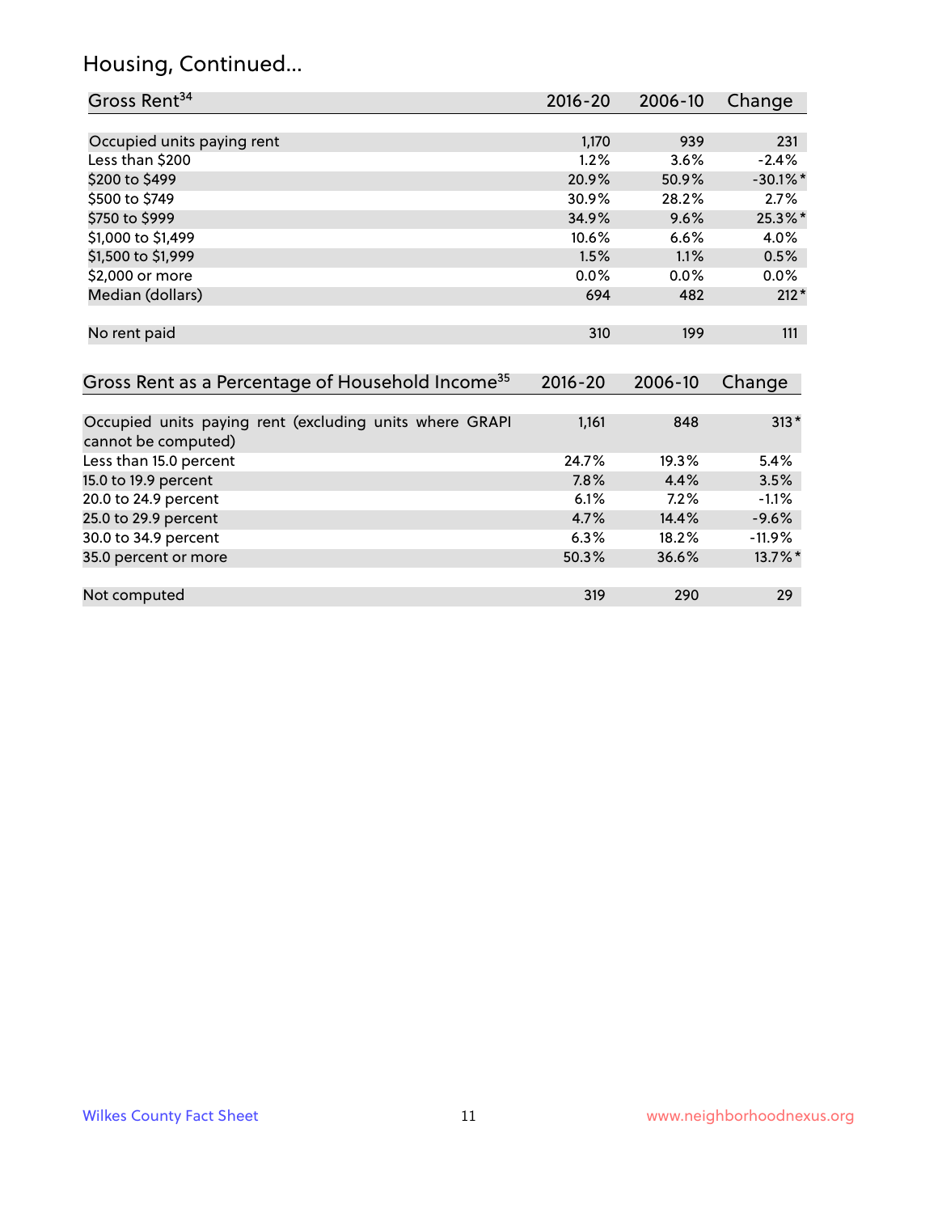## Housing, Continued...

| Gross Rent[34] | 2016-20 | 2006-10 | Change |
|---|---|---|---|
| Occupied units paying rent | 1,170 | 939 | 231 |
| Less than $200 | 1.2% | 3.6% | -2.4% |
| $200 to $499 | 20.9% | 50.9% | -30.1%* |
| $500 to $749 | 30.9% | 28.2% | 2.7% |
| $750 to $999 | 34.9% | 9.6% | 25.3%* |
| $1,000 to $1,499 | 10.6% | 6.6% | 4.0% |
| $1,500 to $1,999 | 1.5% | 1.1% | 0.5% |
| $2,000 or more | 0.0% | 0.0% | 0.0% |
| Median (dollars) | 694 | 482 | 212* |
| No rent paid | 310 | 199 | 111 |

| Gross Rent as a Percentage of Household Income[35] | 2016-20 | 2006-10 | Change |
|---|---|---|---|
| Occupied units paying rent (excluding units where GRAPI cannot be computed) | 1,161 | 848 | 313* |
| Less than 15.0 percent | 24.7% | 19.3% | 5.4% |
| 15.0 to 19.9 percent | 7.8% | 4.4% | 3.5% |
| 20.0 to 24.9 percent | 6.1% | 7.2% | -1.1% |
| 25.0 to 29.9 percent | 4.7% | 14.4% | -9.6% |
| 30.0 to 34.9 percent | 6.3% | 18.2% | -11.9% |
| 35.0 percent or more | 50.3% | 36.6% | 13.7%* |
| Not computed | 319 | 290 | 29 |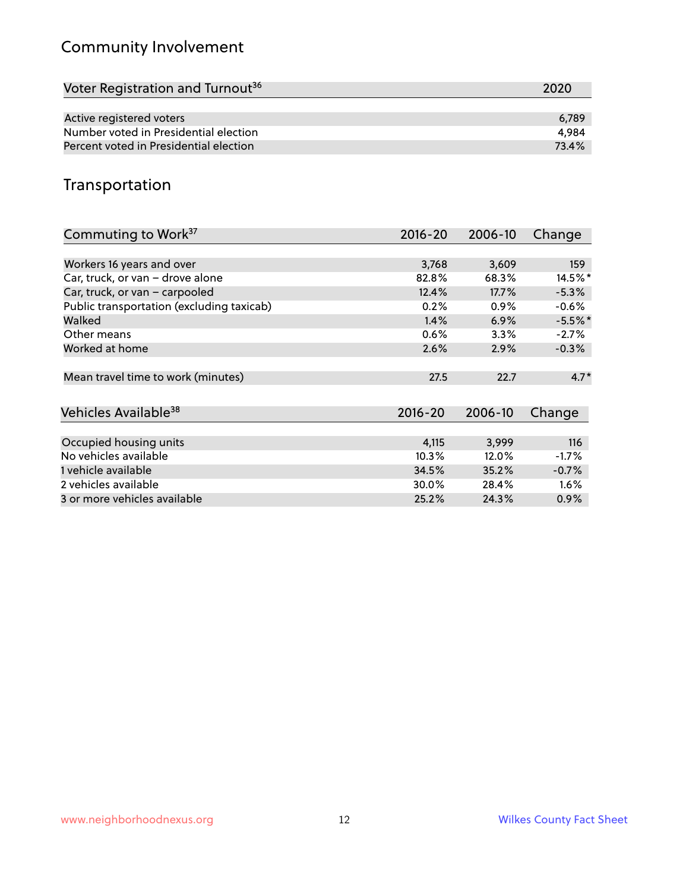## Community Involvement

| Voter Registration and Turnout[36] | 2020 |
|---|---|
| Active registered voters | 6,789 |
| Number voted in Presidential election | 4,984 |
| Percent voted in Presidential election | 73.4% |

## Transportation

| Commuting to Work[37] | 2016-20 | 2006-10 | Change |
|---|---|---|---|
| Workers 16 years and over | 3,768 | 3,609 | 159 |
| Car, truck, or van – drove alone | 82.8% | 68.3% | 14.5%* |
| Car, truck, or van – carpooled | 12.4% | 17.7% | -5.3% |
| Public transportation (excluding taxicab) | 0.2% | 0.9% | -0.6% |
| Walked | 1.4% | 6.9% | -5.5%* |
| Other means | 0.6% | 3.3% | -2.7% |
| Worked at home | 2.6% | 2.9% | -0.3% |
| Mean travel time to work (minutes) | 27.5 | 22.7 | 4.7* |

| Vehicles Available[38] | 2016-20 | 2006-10 | Change |
|---|---|---|---|
| Occupied housing units | 4,115 | 3,999 | 116 |
| No vehicles available | 10.3% | 12.0% | -1.7% |
| 1 vehicle available | 34.5% | 35.2% | -0.7% |
| 2 vehicles available | 30.0% | 28.4% | 1.6% |
| 3 or more vehicles available | 25.2% | 24.3% | 0.9% |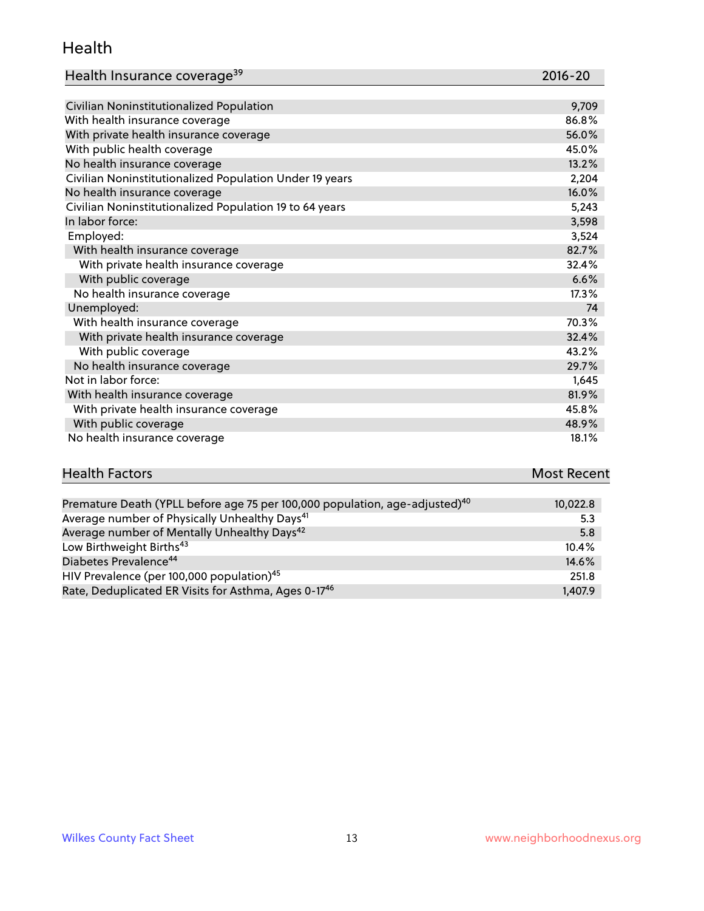## Health

| Health Insurance coverage[39] | 2016-20 |
| --- | --- |
| Civilian Noninstitutionalized Population | 9,709 |
| With health insurance coverage | 86.8% |
| With private health insurance coverage | 56.0% |
| With public health coverage | 45.0% |
| No health insurance coverage | 13.2% |
| Civilian Noninstitutionalized Population Under 19 years | 2,204 |
| No health insurance coverage | 16.0% |
| Civilian Noninstitutionalized Population 19 to 64 years | 5,243 |
| In labor force: | 3,598 |
| Employed: | 3,524 |
| With health insurance coverage | 82.7% |
| With private health insurance coverage | 32.4% |
| With public coverage | 6.6% |
| No health insurance coverage | 17.3% |
| Unemployed: | 74 |
| With health insurance coverage | 70.3% |
| With private health insurance coverage | 32.4% |
| With public coverage | 43.2% |
| No health insurance coverage | 29.7% |
| Not in labor force: | 1,645 |
| With health insurance coverage | 81.9% |
| With private health insurance coverage | 45.8% |
| With public coverage | 48.9% |
| No health insurance coverage | 18.1% |

| Health Factors | Most Recent |
| --- | --- |
| Premature Death (YPLL before age 75 per 100,000 population, age-adjusted)[40] | 10,022.8 |
| Average number of Physically Unhealthy Days[41] | 5.3 |
| Average number of Mentally Unhealthy Days[42] | 5.8 |
| Low Birthweight Births[43] | 10.4% |
| Diabetes Prevalence[44] | 14.6% |
| HIV Prevalence (per 100,000 population)[45] | 251.8 |
| Rate, Deduplicated ER Visits for Asthma, Ages 0-17[46] | 1,407.9 |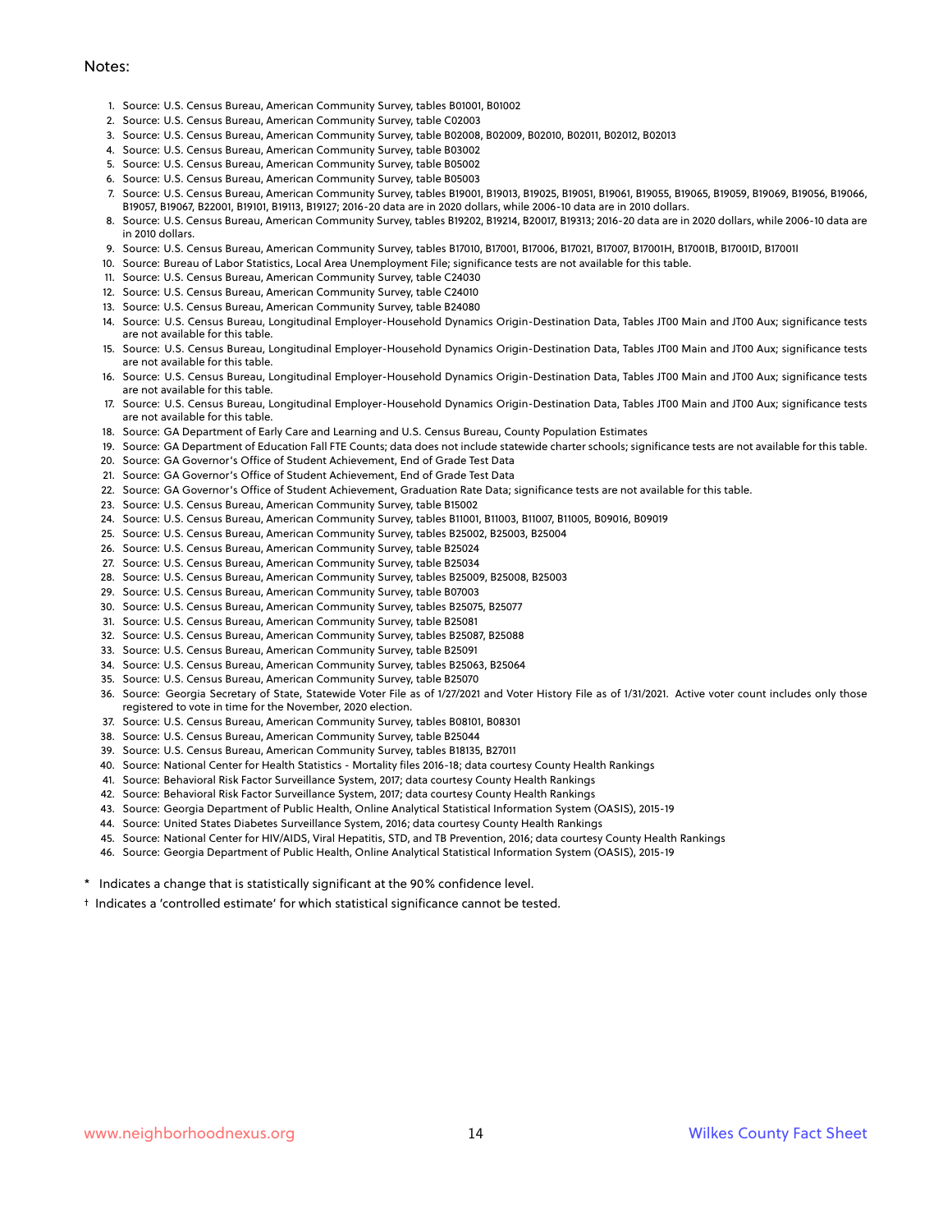Notes:

1. Source: U.S. Census Bureau, American Community Survey, tables B01001, B01002
2. Source: U.S. Census Bureau, American Community Survey, table C02003
3. Source: U.S. Census Bureau, American Community Survey, table B02008, B02009, B02010, B02011, B02012, B02013
4. Source: U.S. Census Bureau, American Community Survey, table B03002
5. Source: U.S. Census Bureau, American Community Survey, table B05002
6. Source: U.S. Census Bureau, American Community Survey, table B05003
7. Source: U.S. Census Bureau, American Community Survey, tables B19001, B19013, B19025, B19051, B19061, B19055, B19065, B19059, B19069, B19056, B19066, B19057, B19067, B22001, B19101, B19113, B19127; 2016-20 data are in 2020 dollars, while 2006-10 data are in 2010 dollars.
8. Source: U.S. Census Bureau, American Community Survey, tables B19202, B19214, B20017, B19313; 2016-20 data are in 2020 dollars, while 2006-10 data are in 2010 dollars.
9. Source: U.S. Census Bureau, American Community Survey, tables B17010, B17001, B17006, B17021, B17007, B17001H, B17001B, B17001D, B17001I
10. Source: Bureau of Labor Statistics, Local Area Unemployment File; significance tests are not available for this table.
11. Source: U.S. Census Bureau, American Community Survey, table C24030
12. Source: U.S. Census Bureau, American Community Survey, table C24010
13. Source: U.S. Census Bureau, American Community Survey, table B24080
14. Source: U.S. Census Bureau, Longitudinal Employer-Household Dynamics Origin-Destination Data, Tables JT00 Main and JT00 Aux; significance tests are not available for this table.
15. Source: U.S. Census Bureau, Longitudinal Employer-Household Dynamics Origin-Destination Data, Tables JT00 Main and JT00 Aux; significance tests are not available for this table.
16. Source: U.S. Census Bureau, Longitudinal Employer-Household Dynamics Origin-Destination Data, Tables JT00 Main and JT00 Aux; significance tests are not available for this table.
17. Source: U.S. Census Bureau, Longitudinal Employer-Household Dynamics Origin-Destination Data, Tables JT00 Main and JT00 Aux; significance tests are not available for this table.
18. Source: GA Department of Early Care and Learning and U.S. Census Bureau, County Population Estimates
19. Source: GA Department of Education Fall FTE Counts; data does not include statewide charter schools; significance tests are not available for this table.
20. Source: GA Governor's Office of Student Achievement, End of Grade Test Data
21. Source: GA Governor's Office of Student Achievement, End of Grade Test Data
22. Source: GA Governor's Office of Student Achievement, Graduation Rate Data; significance tests are not available for this table.
23. Source: U.S. Census Bureau, American Community Survey, table B15002
24. Source: U.S. Census Bureau, American Community Survey, tables B11001, B11003, B11007, B11005, B09016, B09019
25. Source: U.S. Census Bureau, American Community Survey, tables B25002, B25003, B25004
26. Source: U.S. Census Bureau, American Community Survey, table B25024
27. Source: U.S. Census Bureau, American Community Survey, table B25034
28. Source: U.S. Census Bureau, American Community Survey, tables B25009, B25008, B25003
29. Source: U.S. Census Bureau, American Community Survey, table B07003
30. Source: U.S. Census Bureau, American Community Survey, tables B25075, B25077
31. Source: U.S. Census Bureau, American Community Survey, table B25081
32. Source: U.S. Census Bureau, American Community Survey, tables B25087, B25088
33. Source: U.S. Census Bureau, American Community Survey, table B25091
34. Source: U.S. Census Bureau, American Community Survey, tables B25063, B25064
35. Source: U.S. Census Bureau, American Community Survey, table B25070
36. Source: Georgia Secretary of State, Statewide Voter File as of 1/27/2021 and Voter History File as of 1/31/2021. Active voter count includes only those registered to vote in time for the November, 2020 election.
37. Source: U.S. Census Bureau, American Community Survey, tables B08101, B08301
38. Source: U.S. Census Bureau, American Community Survey, table B25044
39. Source: U.S. Census Bureau, American Community Survey, tables B18135, B27011
40. Source: National Center for Health Statistics - Mortality files 2016-18; data courtesy County Health Rankings
41. Source: Behavioral Risk Factor Surveillance System, 2017; data courtesy County Health Rankings
42. Source: Behavioral Risk Factor Surveillance System, 2017; data courtesy County Health Rankings
43. Source: Georgia Department of Public Health, Online Analytical Statistical Information System (OASIS), 2015-19
44. Source: United States Diabetes Surveillance System, 2016; data courtesy County Health Rankings
45. Source: National Center for HIV/AIDS, Viral Hepatitis, STD, and TB Prevention, 2016; data courtesy County Health Rankings
46. Source: Georgia Department of Public Health, Online Analytical Statistical Information System (OASIS), 2015-19

\* Indicates a change that is statistically significant at the 90% confidence level.

† Indicates a 'controlled estimate' for which statistical significance cannot be tested.